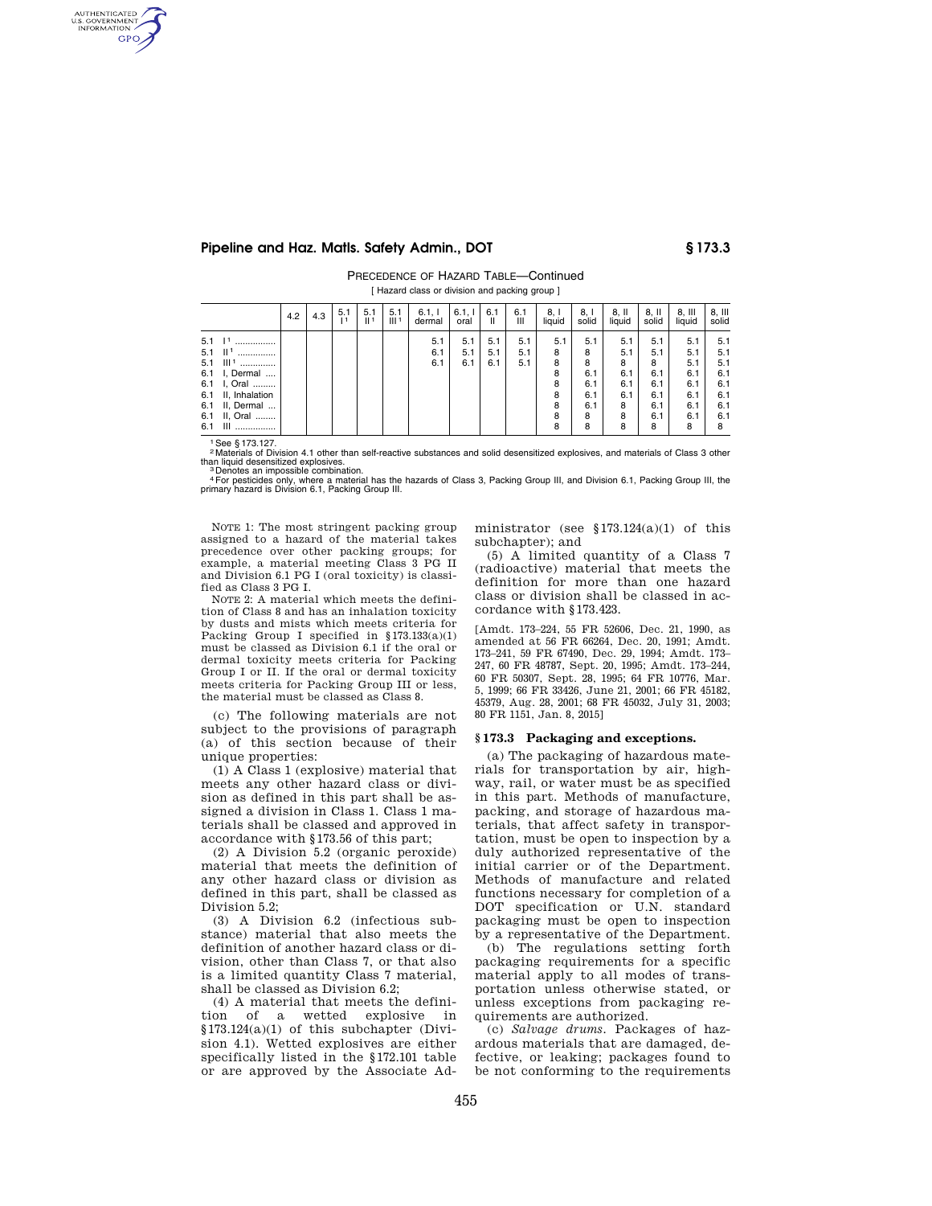PRECEDENCE OF HAZARD TABLE—Continued

[ Hazard class or division and packing group ]

| | 4.2 | 4.3 | 5.1 I[1] | 5.1 II[1] | 5.1 III[1] | 6.1, I dermal | 6.1, I oral | 6.1 II | 6.1 III | 8, I liquid | 8, I solid | 8, II liquid | 8, II solid | 8, III liquid | 8, III solid |
|---|---|---|---|---|---|---|---|---|---|---|---|---|---|---|---|
| 5.1 I[1] ............... | | | | | | 5.1 | 5.1 | 5.1 | 5.1 | 5.1 | 5.1 | 5.1 | 5.1 | 5.1 | 5.1 |
| 5.1 II[1] ............... | | | | | | 6.1 | 5.1 | 5.1 | 5.1 | 8 | 8 | 5.1 | 5.1 | 5.1 | 5.1 |
| 5.1 III[1] ............... | | | | | | 6.1 | 6.1 | 6.1 | 5.1 | 8 | 8 | 8 | 8 | 5.1 | 5.1 |
| 6.1 I, Dermal .... | | | | | | | | | | 8 | 6.1 | 6.1 | 6.1 | 6.1 | 6.1 |
| 6.1 I, Oral ......... | | | | | | | | | | 8 | 6.1 | 6.1 | 6.1 | 6.1 | 6.1 |
| 6.1 II, Inhalation | | | | | | | | | | 8 | 6.1 | 6.1 | 6.1 | 6.1 | 6.1 |
| 6.1 II, Dermal ... | | | | | | | | | | 8 | 6.1 | 8 | 6.1 | 6.1 | 6.1 |
| 6.1 II, Oral ........ | | | | | | | | | | 8 | 8 | 8 | 6.1 | 6.1 | 6.1 |
| 6.1 III ............... | | | | | | | | | | 8 | 8 | 8 | 8 | 8 | 8 |

[1] See §173.127.

[2] Materials of Division 4.1 other than self-reactive substances and solid desensitized explosives, and materials of Class 3 other than liquid desensitized explosives.

[3] Denotes an impossible combination.

[4] For pesticides only, where a material has the hazards of Class 3, Packing Group III, and Division 6.1, Packing Group III, the primary hazard is Division 6.1, Packing Group III.

NOTE 1: The most stringent packing group assigned to a hazard of the material takes precedence over other packing groups; for example, a material meeting Class 3 PG II and Division 6.1 PG I (oral toxicity) is classified as Class 3 PG I.

NOTE 2: A material which meets the definition of Class 8 and has an inhalation toxicity by dusts and mists which meets criteria for Packing Group I specified in §173.133(a)(1) must be classed as Division 6.1 if the oral or dermal toxicity meets criteria for Packing Group I or II. If the oral or dermal toxicity meets criteria for Packing Group III or less, the material must be classed as Class 8.

(c) The following materials are not subject to the provisions of paragraph (a) of this section because of their unique properties:

(1) A Class 1 (explosive) material that meets any other hazard class or division as defined in this part shall be assigned a division in Class 1. Class 1 materials shall be classed and approved in accordance with §173.56 of this part;

(2) A Division 5.2 (organic peroxide) material that meets the definition of any other hazard class or division as defined in this part, shall be classed as Division 5.2;

(3) A Division 6.2 (infectious substance) material that also meets the definition of another hazard class or division, other than Class 7, or that also is a limited quantity Class 7 material, shall be classed as Division 6.2;

(4) A material that meets the definition of a wetted explosive in §173.124(a)(1) of this subchapter (Division 4.1). Wetted explosives are either specifically listed in the §172.101 table or are approved by the Associate Administrator (see §173.124(a)(1) of this subchapter); and

(5) A limited quantity of a Class 7 (radioactive) material that meets the definition for more than one hazard class or division shall be classed in accordance with §173.423.

[Amdt. 173–224, 55 FR 52606, Dec. 21, 1990, as amended at 56 FR 66264, Dec. 20, 1991; Amdt. 173–241, 59 FR 67490, Dec. 29, 1994; Amdt. 173–247, 60 FR 48787, Sept. 20, 1995; Amdt. 173–244, 60 FR 50307, Sept. 28, 1995; 64 FR 10776, Mar. 5, 1999; 66 FR 33426, June 21, 2001; 66 FR 45182, 45379, Aug. 28, 2001; 68 FR 45032, July 31, 2003; 80 FR 1151, Jan. 8, 2015]

### §173.3 Packaging and exceptions.

(a) The packaging of hazardous materials for transportation by air, highway, rail, or water must be as specified in this part. Methods of manufacture, packing, and storage of hazardous materials, that affect safety in transportation, must be open to inspection by a duly authorized representative of the initial carrier or of the Department. Methods of manufacture and related functions necessary for completion of a DOT specification or U.N. standard packaging must be open to inspection by a representative of the Department.

(b) The regulations setting forth packaging requirements for a specific material apply to all modes of transportation unless otherwise stated, or unless exceptions from packaging requirements are authorized.

(c) *Salvage drums.* Packages of hazardous materials that are damaged, defective, or leaking; packages found to be not conforming to the requirements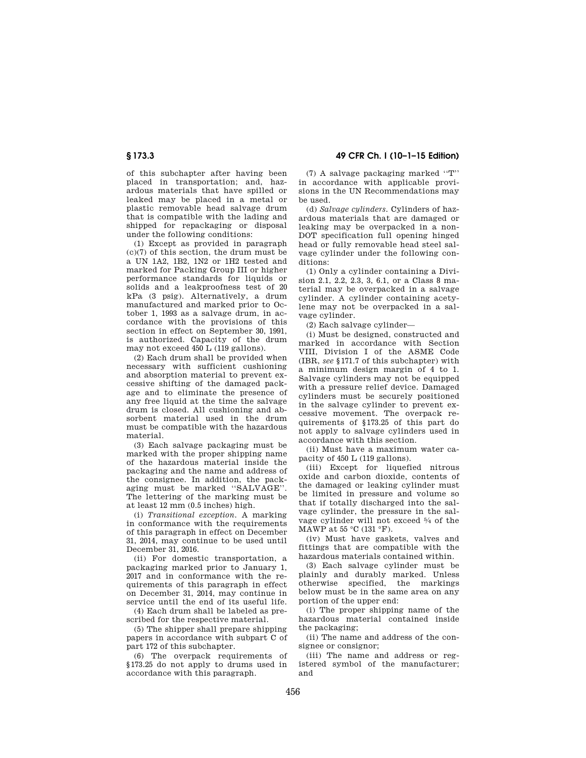of this subchapter after having been placed in transportation; and, hazardous materials that have spilled or leaked may be placed in a metal or plastic removable head salvage drum that is compatible with the lading and shipped for repackaging or disposal under the following conditions:

(1) Except as provided in paragraph (c)(7) of this section, the drum must be a UN 1A2, 1B2, 1N2 or 1H2 tested and marked for Packing Group III or higher performance standards for liquids or solids and a leakproofness test of 20 kPa (3 psig). Alternatively, a drum manufactured and marked prior to October 1, 1993 as a salvage drum, in accordance with the provisions of this section in effect on September 30, 1991, is authorized. Capacity of the drum may not exceed 450 L (119 gallons).

(2) Each drum shall be provided when necessary with sufficient cushioning and absorption material to prevent excessive shifting of the damaged package and to eliminate the presence of any free liquid at the time the salvage drum is closed. All cushioning and absorbent material used in the drum must be compatible with the hazardous material.

(3) Each salvage packaging must be marked with the proper shipping name of the hazardous material inside the packaging and the name and address of the consignee. In addition, the packaging must be marked "SALVAGE". The lettering of the marking must be at least 12 mm (0.5 inches) high.

(i) *Transitional exception.* A marking in conformance with the requirements of this paragraph in effect on December 31, 2014, may continue to be used until December 31, 2016.

(ii) For domestic transportation, a packaging marked prior to January 1, 2017 and in conformance with the requirements of this paragraph in effect on December 31, 2014, may continue in service until the end of its useful life.

(4) Each drum shall be labeled as prescribed for the respective material.

(5) The shipper shall prepare shipping papers in accordance with subpart C of part 172 of this subchapter.

(6) The overpack requirements of §173.25 do not apply to drums used in accordance with this paragraph.

(7) A salvage packaging marked "T" in accordance with applicable provisions in the UN Recommendations may be used.

(d) *Salvage cylinders.* Cylinders of hazardous materials that are damaged or leaking may be overpacked in a non-DOT specification full opening hinged head or fully removable head steel salvage cylinder under the following conditions:

(1) Only a cylinder containing a Division 2.1, 2.2, 2.3, 3, 6.1, or a Class 8 material may be overpacked in a salvage cylinder. A cylinder containing acetylene may not be overpacked in a salvage cylinder.

(2) Each salvage cylinder—

(i) Must be designed, constructed and marked in accordance with Section VIII, Division I of the ASME Code (IBR, *see* §171.7 of this subchapter) with a minimum design margin of 4 to 1. Salvage cylinders may not be equipped with a pressure relief device. Damaged cylinders must be securely positioned in the salvage cylinder to prevent excessive movement. The overpack requirements of §173.25 of this part do not apply to salvage cylinders used in accordance with this section.

(ii) Must have a maximum water capacity of 450 L (119 gallons).

(iii) Except for liquefied nitrous oxide and carbon dioxide, contents of the damaged or leaking cylinder must be limited in pressure and volume so that if totally discharged into the salvage cylinder, the pressure in the salvage cylinder will not exceed 5⁄4 of the MAWP at 55 °C (131 °F).

(iv) Must have gaskets, valves and fittings that are compatible with the hazardous materials contained within.

(3) Each salvage cylinder must be plainly and durably marked. Unless otherwise specified, the markings below must be in the same area on any portion of the upper end:

(i) The proper shipping name of the hazardous material contained inside the packaging;

(ii) The name and address of the consignee or consignor;

(iii) The name and address or registered symbol of the manufacturer; and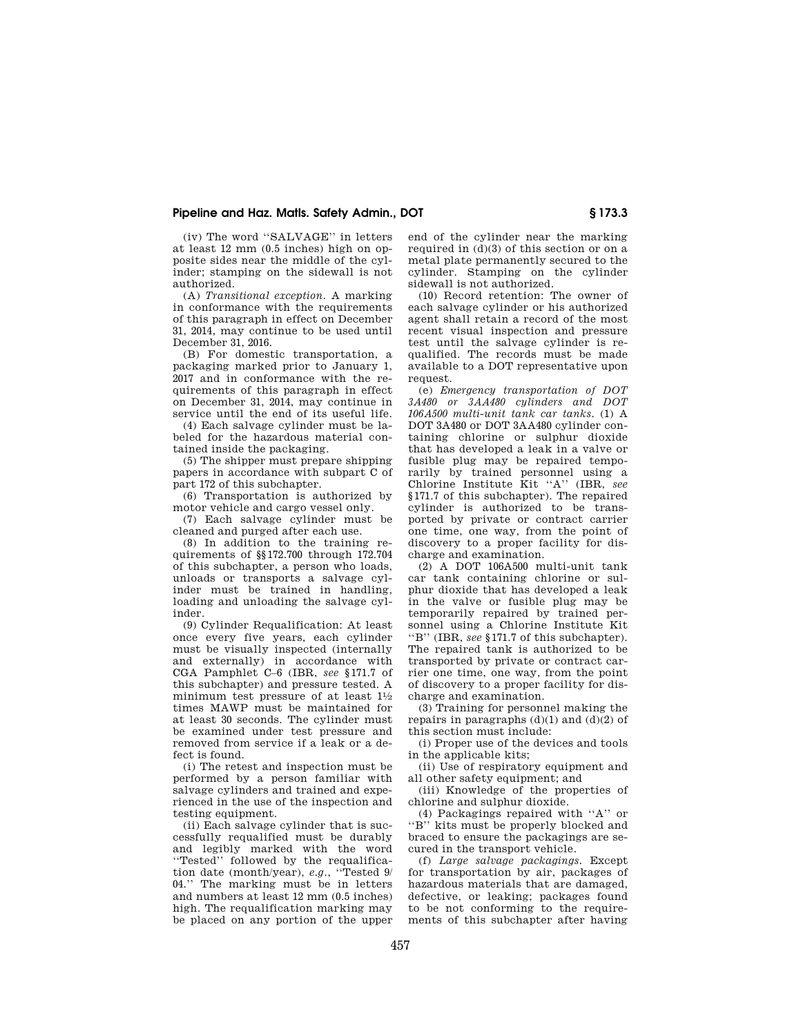(iv) The word ''SALVAGE'' in letters at least 12 mm (0.5 inches) high on opposite sides near the middle of the cylinder; stamping on the sidewall is not authorized.

(A) *Transitional exception.* A marking in conformance with the requirements of this paragraph in effect on December 31, 2014, may continue to be used until December 31, 2016.

(B) For domestic transportation, a packaging marked prior to January 1, 2017 and in conformance with the requirements of this paragraph in effect on December 31, 2014, may continue in service until the end of its useful life.

(4) Each salvage cylinder must be labeled for the hazardous material contained inside the packaging.

(5) The shipper must prepare shipping papers in accordance with subpart C of part 172 of this subchapter.

(6) Transportation is authorized by motor vehicle and cargo vessel only.

(7) Each salvage cylinder must be cleaned and purged after each use.

(8) In addition to the training requirements of §§172.700 through 172.704 of this subchapter, a person who loads, unloads or transports a salvage cylinder must be trained in handling, loading and unloading the salvage cylinder.

(9) Cylinder Requalification: At least once every five years, each cylinder must be visually inspected (internally and externally) in accordance with CGA Pamphlet C–6 (IBR, *see* §171.7 of this subchapter) and pressure tested. A minimum test pressure of at least 1½ times MAWP must be maintained for at least 30 seconds. The cylinder must be examined under test pressure and removed from service if a leak or a defect is found.

(i) The retest and inspection must be performed by a person familiar with salvage cylinders and trained and experienced in the use of the inspection and testing equipment.

(ii) Each salvage cylinder that is successfully requalified must be durably and legibly marked with the word ''Tested'' followed by the requalification date (month/year), *e.g.*, ''Tested 9/04.'' The marking must be in letters and numbers at least 12 mm (0.5 inches) high. The requalification marking may be placed on any portion of the upper end of the cylinder near the marking required in (d)(3) of this section or on a metal plate permanently secured to the cylinder. Stamping on the cylinder sidewall is not authorized.

(10) Record retention: The owner of each salvage cylinder or his authorized agent shall retain a record of the most recent visual inspection and pressure test until the salvage cylinder is requalified. The records must be made available to a DOT representative upon request.

(e) *Emergency transportation of DOT 3A480 or 3AA480 cylinders and DOT 106A500 multi-unit tank car tanks.* (1) A DOT 3A480 or DOT 3AA480 cylinder containing chlorine or sulphur dioxide that has developed a leak in a valve or fusible plug may be repaired temporarily by trained personnel using a Chlorine Institute Kit ''A'' (IBR, *see* §171.7 of this subchapter). The repaired cylinder is authorized to be transported by private or contract carrier one time, one way, from the point of discovery to a proper facility for discharge and examination.

(2) A DOT 106A500 multi-unit tank car tank containing chlorine or sulphur dioxide that has developed a leak in the valve or fusible plug may be temporarily repaired by trained personnel using a Chlorine Institute Kit ''B'' (IBR, *see* §171.7 of this subchapter). The repaired tank is authorized to be transported by private or contract carrier one time, one way, from the point of discovery to a proper facility for discharge and examination.

(3) Training for personnel making the repairs in paragraphs (d)(1) and (d)(2) of this section must include:

(i) Proper use of the devices and tools in the applicable kits;

(ii) Use of respiratory equipment and all other safety equipment; and

(iii) Knowledge of the properties of chlorine and sulphur dioxide.

(4) Packagings repaired with ''A'' or ''B'' kits must be properly blocked and braced to ensure the packagings are secured in the transport vehicle.

(f) *Large salvage packagings.* Except for transportation by air, packages of hazardous materials that are damaged, defective, or leaking; packages found to be not conforming to the requirements of this subchapter after having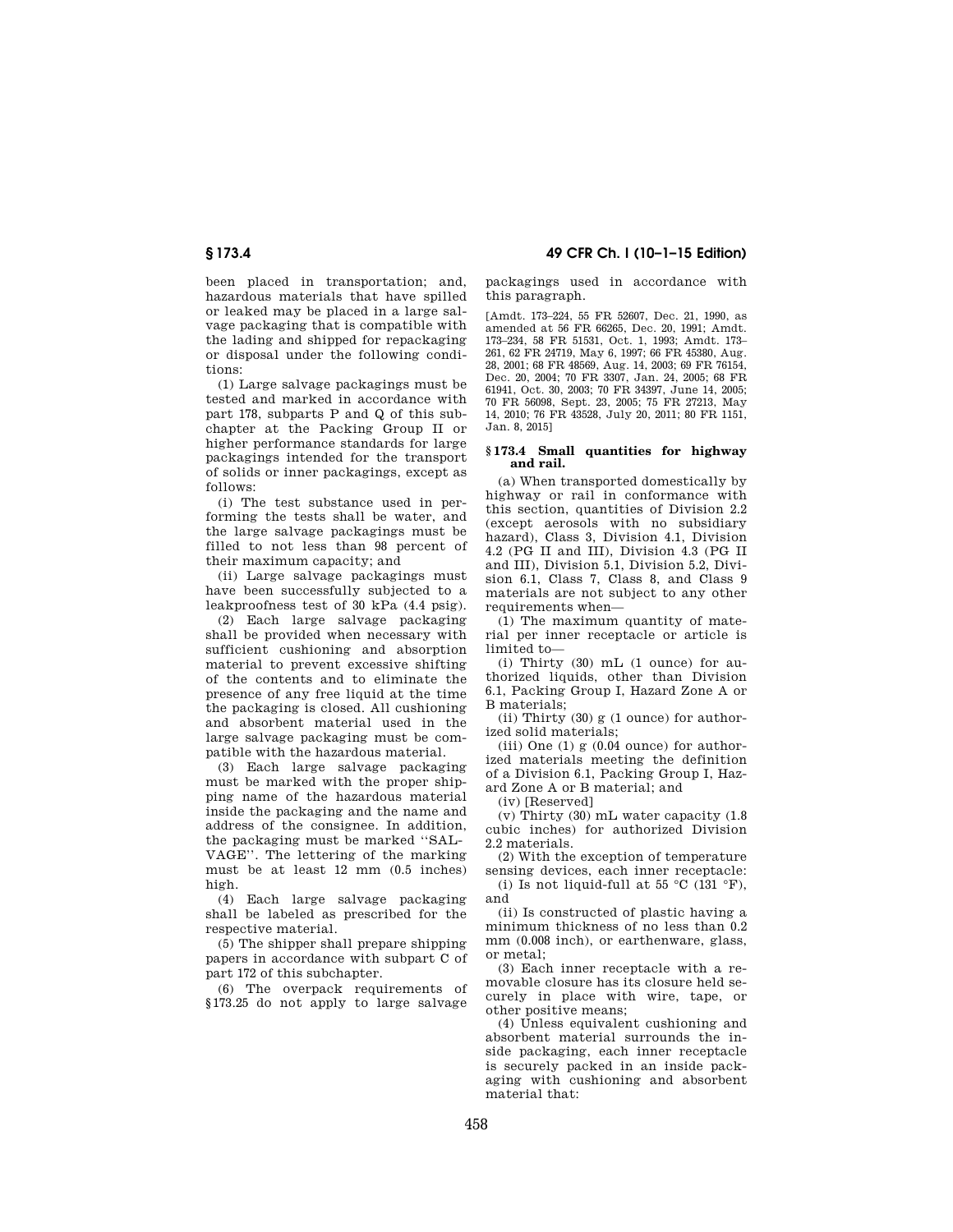been placed in transportation; and, hazardous materials that have spilled or leaked may be placed in a large salvage packaging that is compatible with the lading and shipped for repackaging or disposal under the following conditions:

(1) Large salvage packagings must be tested and marked in accordance with part 178, subparts P and Q of this subchapter at the Packing Group II or higher performance standards for large packagings intended for the transport of solids or inner packagings, except as follows:

(i) The test substance used in performing the tests shall be water, and the large salvage packagings must be filled to not less than 98 percent of their maximum capacity; and

(ii) Large salvage packagings must have been successfully subjected to a leakproofness test of 30 kPa (4.4 psig).

(2) Each large salvage packaging shall be provided when necessary with sufficient cushioning and absorption material to prevent excessive shifting of the contents and to eliminate the presence of any free liquid at the time the packaging is closed. All cushioning and absorbent material used in the large salvage packaging must be compatible with the hazardous material.

(3) Each large salvage packaging must be marked with the proper shipping name of the hazardous material inside the packaging and the name and address of the consignee. In addition, the packaging must be marked ''SALVAGE''. The lettering of the marking must be at least 12 mm (0.5 inches) high.

(4) Each large salvage packaging shall be labeled as prescribed for the respective material.

(5) The shipper shall prepare shipping papers in accordance with subpart C of part 172 of this subchapter.

(6) The overpack requirements of §173.25 do not apply to large salvage packagings used in accordance with this paragraph.

[Amdt. 173–224, 55 FR 52607, Dec. 21, 1990, as amended at 56 FR 66265, Dec. 20, 1991; Amdt. 173–234, 58 FR 51531, Oct. 1, 1993; Amdt. 173–261, 62 FR 24719, May 6, 1997; 66 FR 45380, Aug. 28, 2001; 68 FR 48569, Aug. 14, 2003; 69 FR 76154, Dec. 20, 2004; 70 FR 3307, Jan. 24, 2005; 68 FR 61941, Oct. 30, 2003; 70 FR 34397, June 14, 2005; 70 FR 56098, Sept. 23, 2005; 75 FR 27213, May 14, 2010; 76 FR 43528, July 20, 2011; 80 FR 1151, Jan. 8, 2015]

## § 173.4 Small quantities for highway and rail.

(a) When transported domestically by highway or rail in conformance with this section, quantities of Division 2.2 (except aerosols with no subsidiary hazard), Class 3, Division 4.1, Division 4.2 (PG II and III), Division 4.3 (PG II and III), Division 5.1, Division 5.2, Division 6.1, Class 7, Class 8, and Class 9 materials are not subject to any other requirements when—

(1) The maximum quantity of material per inner receptacle or article is limited to—

(i) Thirty (30) mL (1 ounce) for authorized liquids, other than Division 6.1, Packing Group I, Hazard Zone A or B materials;

(ii) Thirty (30) g (1 ounce) for authorized solid materials;

(iii) One (1) g (0.04 ounce) for authorized materials meeting the definition of a Division 6.1, Packing Group I, Hazard Zone A or B material; and

(iv) [Reserved]

(v) Thirty (30) mL water capacity (1.8 cubic inches) for authorized Division 2.2 materials.

(2) With the exception of temperature sensing devices, each inner receptacle:

(i) Is not liquid-full at 55 °C (131 °F), and

(ii) Is constructed of plastic having a minimum thickness of no less than 0.2 mm (0.008 inch), or earthenware, glass, or metal;

(3) Each inner receptacle with a removable closure has its closure held securely in place with wire, tape, or other positive means;

(4) Unless equivalent cushioning and absorbent material surrounds the inside packaging, each inner receptacle is securely packed in an inside packaging with cushioning and absorbent material that: